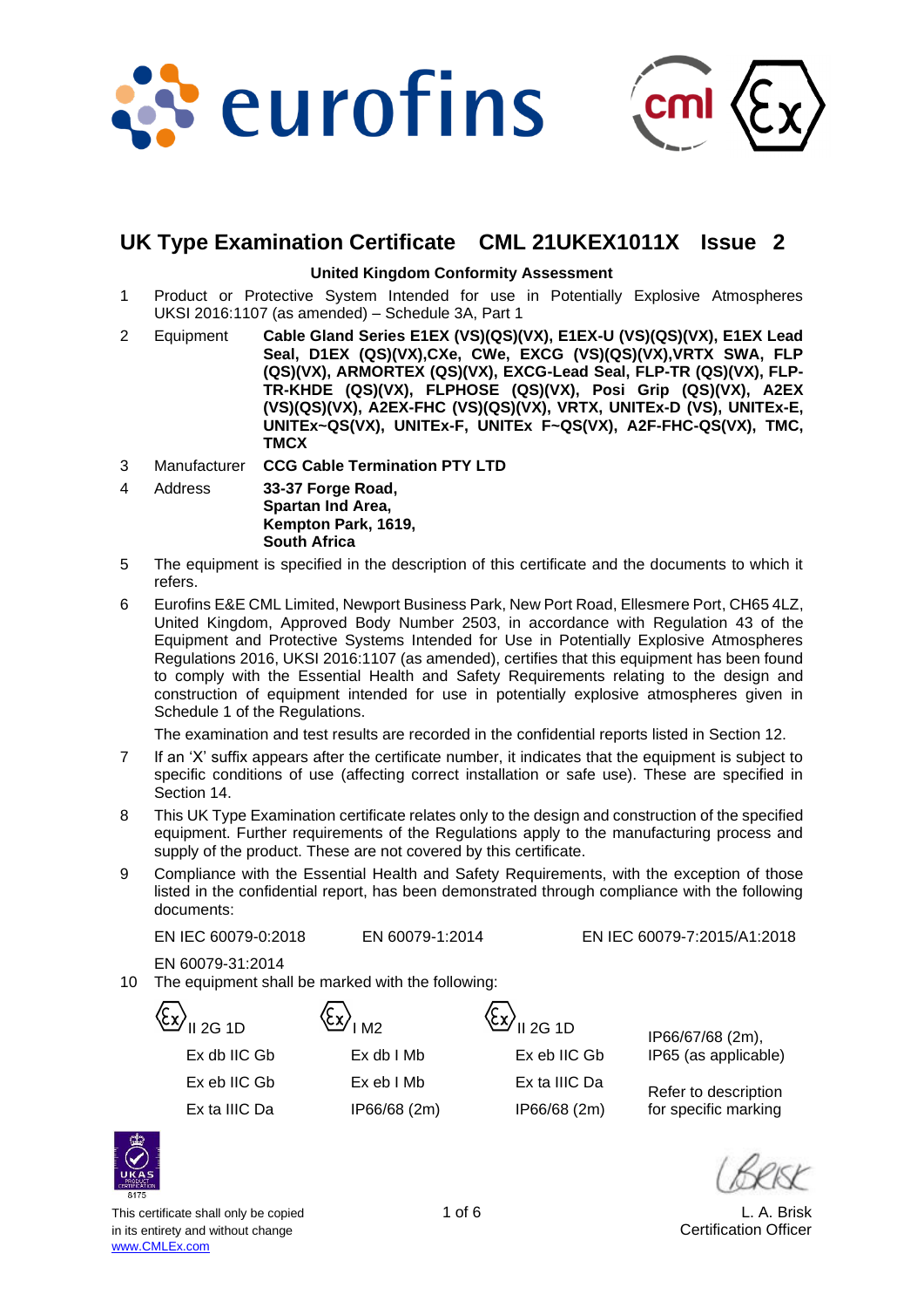# UK Type Examination Certificate CML 21UKEX1011X Issue 2

**United Kingdom Conformity Assessment**

1. Product or Protective System Intended for use in Potentially Explosive Atmospheres UKSI 2016:1107 (as amended) – Schedule 3A, Part 1

2. Equipment **Cable Gland Series E1EX (VS)(QS)(VX), E1EX-U (VS)(QS)(VX), E1EX Lead Seal, D1EX (QS)(VX),CXe, CWe, EXCG (VS)(QS)(VX),VRTX SWA, FLP (QS)(VX), ARMORTEX (QS)(VX), EXCG-Lead Seal, FLP-TR (QS)(VX), FLP-TR-KHDE (QS)(VX), FLPHOSE (QS)(VX), Posi Grip (QS)(VX), A2EX (VS)(QS)(VX), A2EX-FHC (VS)(QS)(VX), VRTX, UNITEx-D (VS), UNITEx-E, UNITEx~QS(VX), UNITEx-F, UNITEx F~QS(VX), A2F-FHC-QS(VX), TMC, TMCX**

3. Manufacturer **CCG Cable Termination PTY LTD**

4. Address **33-37 Forge Road,**
   **Spartan Ind Area,**
   **Kempton Park, 1619,**
   **South Africa**

5. The equipment is specified in the description of this certificate and the documents to which it refers.

6. Eurofins E&E CML Limited, Newport Business Park, New Port Road, Ellesmere Port, CH65 4LZ, United Kingdom, Approved Body Number 2503, in accordance with Regulation 43 of the Equipment and Protective Systems Intended for Use in Potentially Explosive Atmospheres Regulations 2016, UKSI 2016:1107 (as amended), certifies that this equipment has been found to comply with the Essential Health and Safety Requirements relating to the design and construction of equipment intended for use in potentially explosive atmospheres given in Schedule 1 of the Regulations.

   The examination and test results are recorded in the confidential reports listed in Section 12.

7. If an 'X' suffix appears after the certificate number, it indicates that the equipment is subject to specific conditions of use (affecting correct installation or safe use). These are specified in Section 14.

8. This UK Type Examination certificate relates only to the design and construction of the specified equipment. Further requirements of the Regulations apply to the manufacturing process and supply of the product. These are not covered by this certificate.

9. Compliance with the Essential Health and Safety Requirements, with the exception of those listed in the confidential report, has been demonstrated through compliance with the following documents:

   EN IEC 60079-0:2018 EN 60079-1:2014 EN IEC 60079-7:2015/A1:2018

   EN 60079-31:2014

10. The equipment shall be marked with the following:

| | | | |
|---|---|---|---|
| Ex II 2G 1D | Ex I M2 | Ex II 2G 1D | IP66/67/68 (2m), IP65 (as applicable) |
| Ex db IIC Gb | Ex db I Mb | Ex eb IIC Gb | |
| Ex eb IIC Gb | Ex eb I Mb | Ex ta IIIC Da | Refer to description for specific marking |
| Ex ta IIIC Da | IP66/68 (2m) | IP66/68 (2m) | |

L. A. Brisk
Certification Officer

This certificate shall only be copied in its entirety and without change
www.CMLEx.com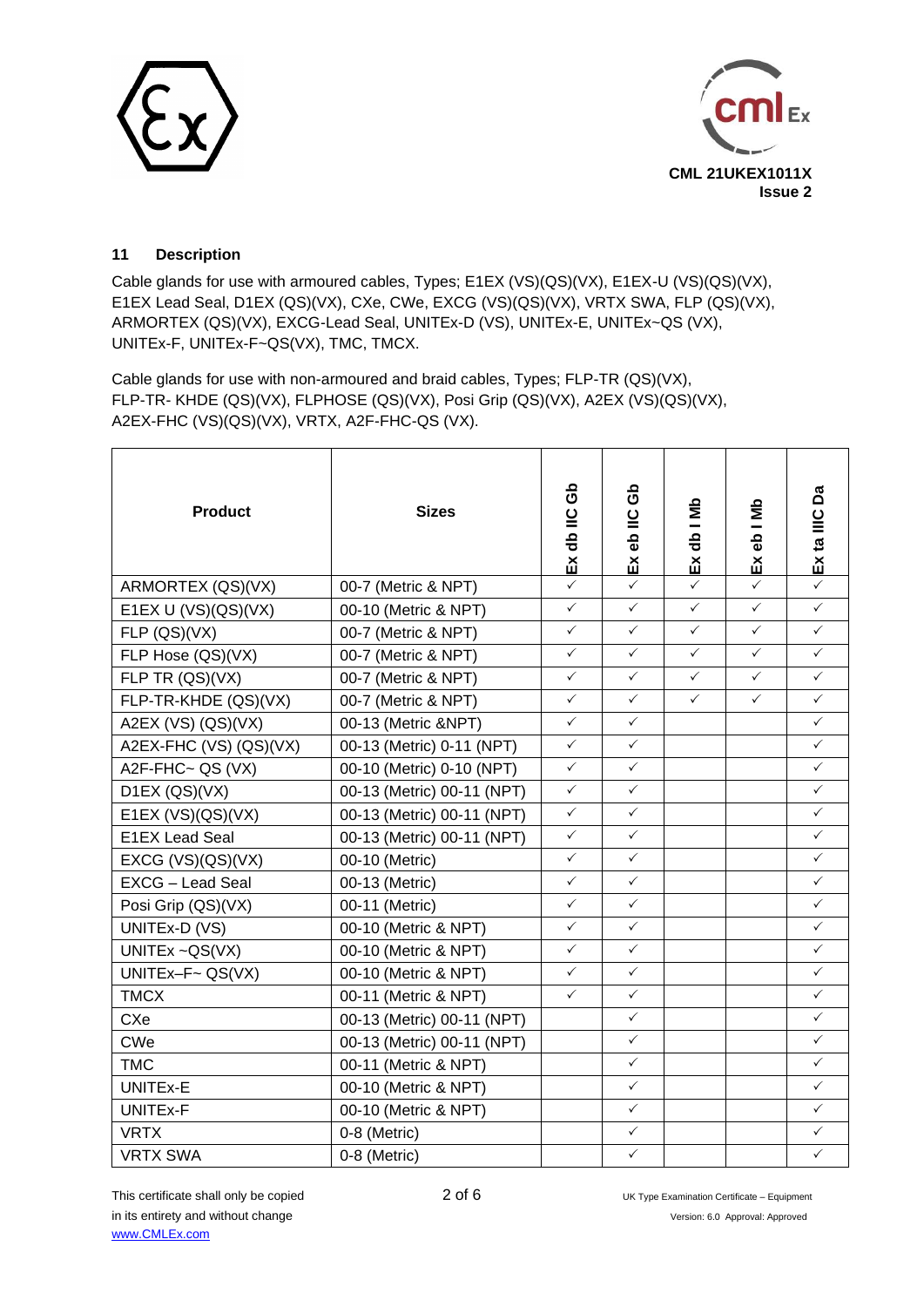## 11 Description

Cable glands for use with armoured cables, Types; E1EX (VS)(QS)(VX), E1EX-U (VS)(QS)(VX), E1EX Lead Seal, D1EX (QS)(VX), CXe, CWe, EXCG (VS)(QS)(VX), VRTX SWA, FLP (QS)(VX), ARMORTEX (QS)(VX), EXCG-Lead Seal, UNITEx-D (VS), UNITEx-E, UNITEx~QS (VX), UNITEx-F, UNITEx-F~QS(VX), TMC, TMCX.

Cable glands for use with non-armoured and braid cables, Types; FLP-TR (QS)(VX), FLP-TR- KHDE (QS)(VX), FLPHOSE (QS)(VX), Posi Grip (QS)(VX), A2EX (VS)(QS)(VX), A2EX-FHC (VS)(QS)(VX), VRTX, A2F-FHC-QS (VX).

| Product | Sizes | Ex db IIC Gb | Ex eb IIC Gb | Ex db I Mb | Ex eb I Mb | Ex ta IIIC Da |
|---|---|---|---|---|---|---|
| ARMORTEX (QS)(VX) | 00-7 (Metric & NPT) | ✓ | ✓ | ✓ | ✓ | ✓ |
| E1EX U (VS)(QS)(VX) | 00-10 (Metric & NPT) | ✓ | ✓ | ✓ | ✓ | ✓ |
| FLP (QS)(VX) | 00-7 (Metric & NPT) | ✓ | ✓ | ✓ | ✓ | ✓ |
| FLP Hose (QS)(VX) | 00-7 (Metric & NPT) | ✓ | ✓ | ✓ | ✓ | ✓ |
| FLP TR (QS)(VX) | 00-7 (Metric & NPT) | ✓ | ✓ | ✓ | ✓ | ✓ |
| FLP-TR-KHDE (QS)(VX) | 00-7 (Metric & NPT) | ✓ | ✓ | ✓ | ✓ | ✓ |
| A2EX (VS) (QS)(VX) | 00-13 (Metric &NPT) | ✓ | ✓ | | | ✓ |
| A2EX-FHC (VS) (QS)(VX) | 00-13 (Metric) 0-11 (NPT) | ✓ | ✓ | | | ✓ |
| A2F-FHC~ QS (VX) | 00-10 (Metric) 0-10 (NPT) | ✓ | ✓ | | | ✓ |
| D1EX (QS)(VX) | 00-13 (Metric) 00-11 (NPT) | ✓ | ✓ | | | ✓ |
| E1EX (VS)(QS)(VX) | 00-13 (Metric) 00-11 (NPT) | ✓ | ✓ | | | ✓ |
| E1EX Lead Seal | 00-13 (Metric) 00-11 (NPT) | ✓ | ✓ | | | ✓ |
| EXCG (VS)(QS)(VX) | 00-10 (Metric) | ✓ | ✓ | | | ✓ |
| EXCG – Lead Seal | 00-13 (Metric) | ✓ | ✓ | | | ✓ |
| Posi Grip (QS)(VX) | 00-11 (Metric) | ✓ | ✓ | | | ✓ |
| UNITEx-D (VS) | 00-10 (Metric & NPT) | ✓ | ✓ | | | ✓ |
| UNITEx ~QS(VX) | 00-10 (Metric & NPT) | ✓ | ✓ | | | ✓ |
| UNITEx–F~ QS(VX) | 00-10 (Metric & NPT) | ✓ | ✓ | | | ✓ |
| TMCX | 00-11 (Metric & NPT) | ✓ | ✓ | | | ✓ |
| CXe | 00-13 (Metric) 00-11 (NPT) | | ✓ | | | ✓ |
| CWe | 00-13 (Metric) 00-11 (NPT) | | ✓ | | | ✓ |
| TMC | 00-11 (Metric & NPT) | | ✓ | | | ✓ |
| UNITEx-E | 00-10 (Metric & NPT) | | ✓ | | | ✓ |
| UNITEx-F | 00-10 (Metric & NPT) | | ✓ | | | ✓ |
| VRTX | 0-8 (Metric) | | ✓ | | | ✓ |
| VRTX SWA | 0-8 (Metric) | | ✓ | | | ✓ |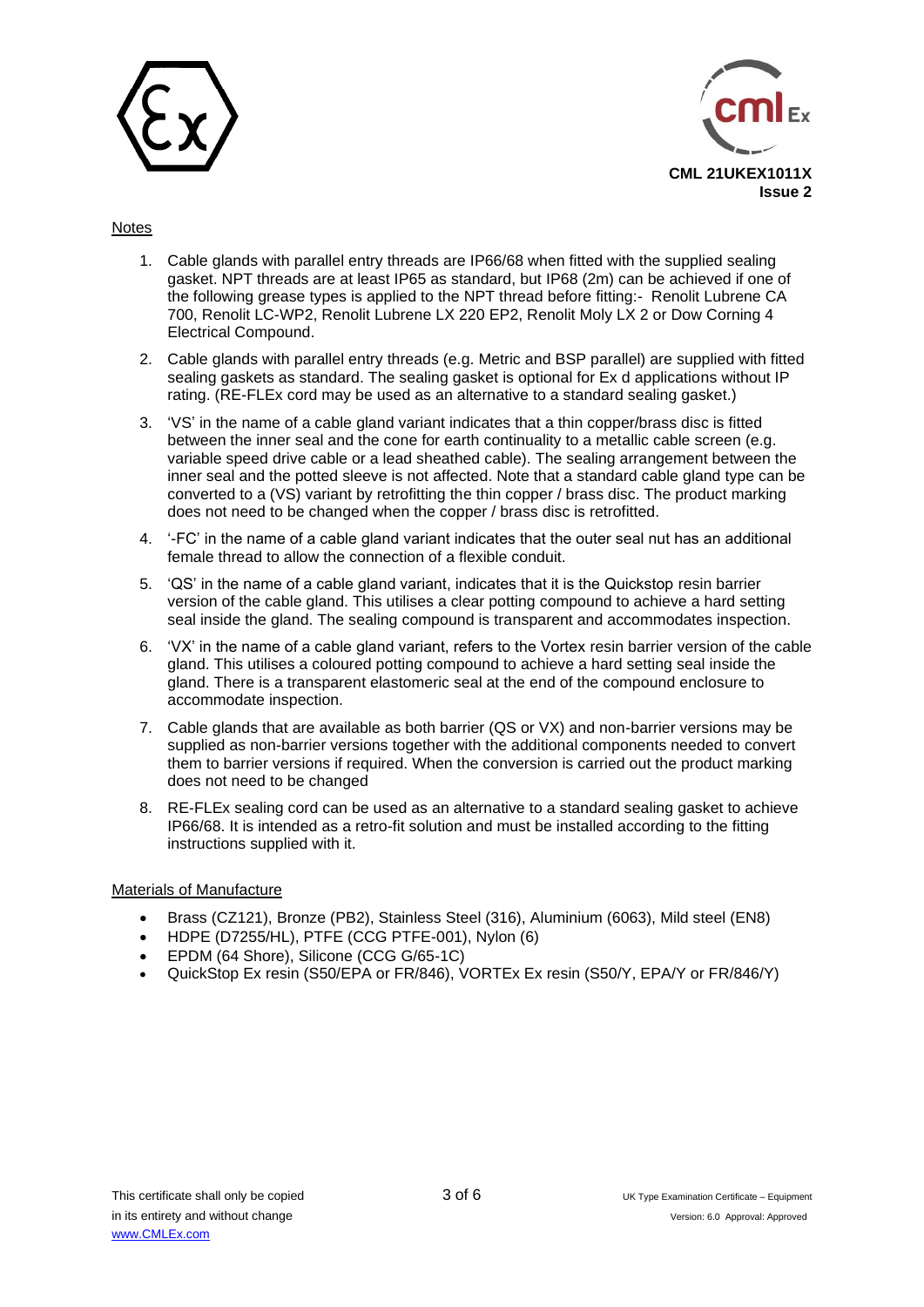## Notes

1. Cable glands with parallel entry threads are IP66/68 when fitted with the supplied sealing gasket. NPT threads are at least IP65 as standard, but IP68 (2m) can be achieved if one of the following grease types is applied to the NPT thread before fitting:- Renolit Lubrene CA 700, Renolit LC-WP2, Renolit Lubrene LX 220 EP2, Renolit Moly LX 2 or Dow Corning 4 Electrical Compound.
2. Cable glands with parallel entry threads (e.g. Metric and BSP parallel) are supplied with fitted sealing gaskets as standard. The sealing gasket is optional for Ex d applications without IP rating. (RE-FLEx cord may be used as an alternative to a standard sealing gasket.)
3. 'VS' in the name of a cable gland variant indicates that a thin copper/brass disc is fitted between the inner seal and the cone for earth continuality to a metallic cable screen (e.g. variable speed drive cable or a lead sheathed cable). The sealing arrangement between the inner seal and the potted sleeve is not affected. Note that a standard cable gland type can be converted to a (VS) variant by retrofitting the thin copper / brass disc. The product marking does not need to be changed when the copper / brass disc is retrofitted.
4. '-FC' in the name of a cable gland variant indicates that the outer seal nut has an additional female thread to allow the connection of a flexible conduit.
5. 'QS' in the name of a cable gland variant, indicates that it is the Quickstop resin barrier version of the cable gland. This utilises a clear potting compound to achieve a hard setting seal inside the gland. The sealing compound is transparent and accommodates inspection.
6. 'VX' in the name of a cable gland variant, refers to the Vortex resin barrier version of the cable gland. This utilises a coloured potting compound to achieve a hard setting seal inside the gland. There is a transparent elastomeric seal at the end of the compound enclosure to accommodate inspection.
7. Cable glands that are available as both barrier (QS or VX) and non-barrier versions may be supplied as non-barrier versions together with the additional components needed to convert them to barrier versions if required. When the conversion is carried out the product marking does not need to be changed
8. RE-FLEx sealing cord can be used as an alternative to a standard sealing gasket to achieve IP66/68. It is intended as a retro-fit solution and must be installed according to the fitting instructions supplied with it.

## Materials of Manufacture

- Brass (CZ121), Bronze (PB2), Stainless Steel (316), Aluminium (6063), Mild steel (EN8)
- HDPE (D7255/HL), PTFE (CCG PTFE-001), Nylon (6)
- EPDM (64 Shore), Silicone (CCG G/65-1C)
- QuickStop Ex resin (S50/EPA or FR/846), VORTEx Ex resin (S50/Y, EPA/Y or FR/846/Y)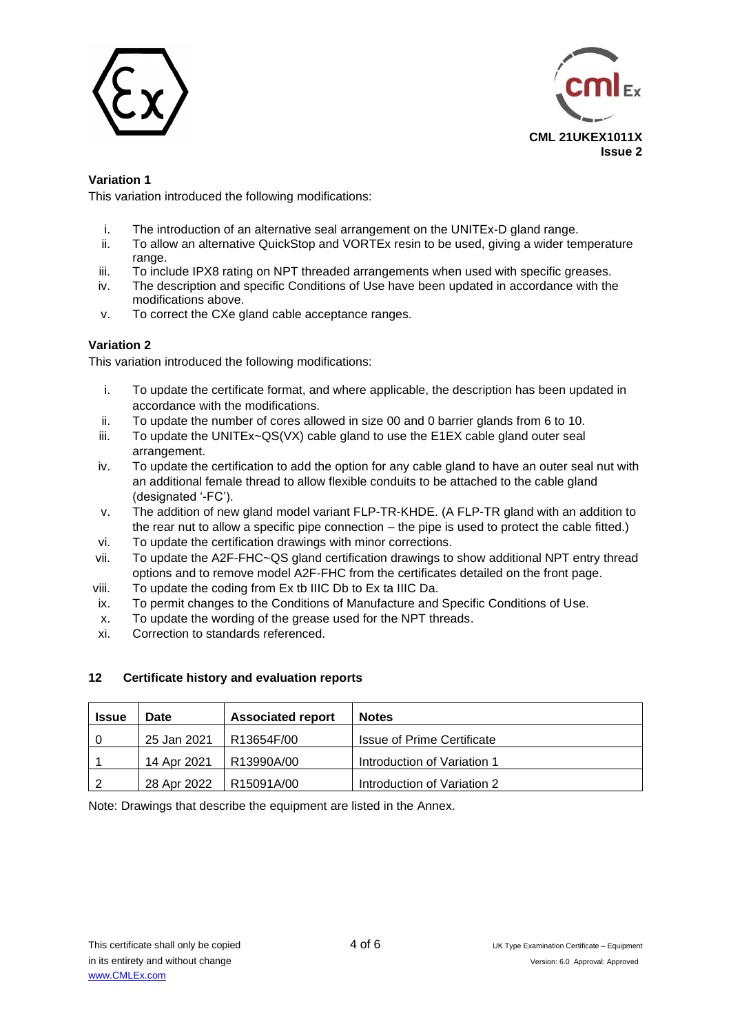**Variation 1**

This variation introduced the following modifications:

i. The introduction of an alternative seal arrangement on the UNITEx-D gland range.
ii. To allow an alternative QuickStop and VORTEx resin to be used, giving a wider temperature range.
iii. To include IPX8 rating on NPT threaded arrangements when used with specific greases.
iv. The description and specific Conditions of Use have been updated in accordance with the modifications above.
v. To correct the CXe gland cable acceptance ranges.

**Variation 2**

This variation introduced the following modifications:

i. To update the certificate format, and where applicable, the description has been updated in accordance with the modifications.
ii. To update the number of cores allowed in size 00 and 0 barrier glands from 6 to 10.
iii. To update the UNITEx~QS(VX) cable gland to use the E1EX cable gland outer seal arrangement.
iv. To update the certification to add the option for any cable gland to have an outer seal nut with an additional female thread to allow flexible conduits to be attached to the cable gland (designated '-FC').
v. The addition of new gland model variant FLP-TR-KHDE. (A FLP-TR gland with an addition to the rear nut to allow a specific pipe connection – the pipe is used to protect the cable fitted.)
vi. To update the certification drawings with minor corrections.
vii. To update the A2F-FHC~QS gland certification drawings to show additional NPT entry thread options and to remove model A2F-FHC from the certificates detailed on the front page.
viii. To update the coding from Ex tb IIIC Db to Ex ta IIIC Da.
ix. To permit changes to the Conditions of Manufacture and Specific Conditions of Use.
x. To update the wording of the grease used for the NPT threads.
xi. Correction to standards referenced.

## 12 Certificate history and evaluation reports

| Issue | Date | Associated report | Notes |
|---|---|---|---|
| 0 | 25 Jan 2021 | R13654F/00 | Issue of Prime Certificate |
| 1 | 14 Apr 2021 | R13990A/00 | Introduction of Variation 1 |
| 2 | 28 Apr 2022 | R15091A/00 | Introduction of Variation 2 |

Note: Drawings that describe the equipment are listed in the Annex.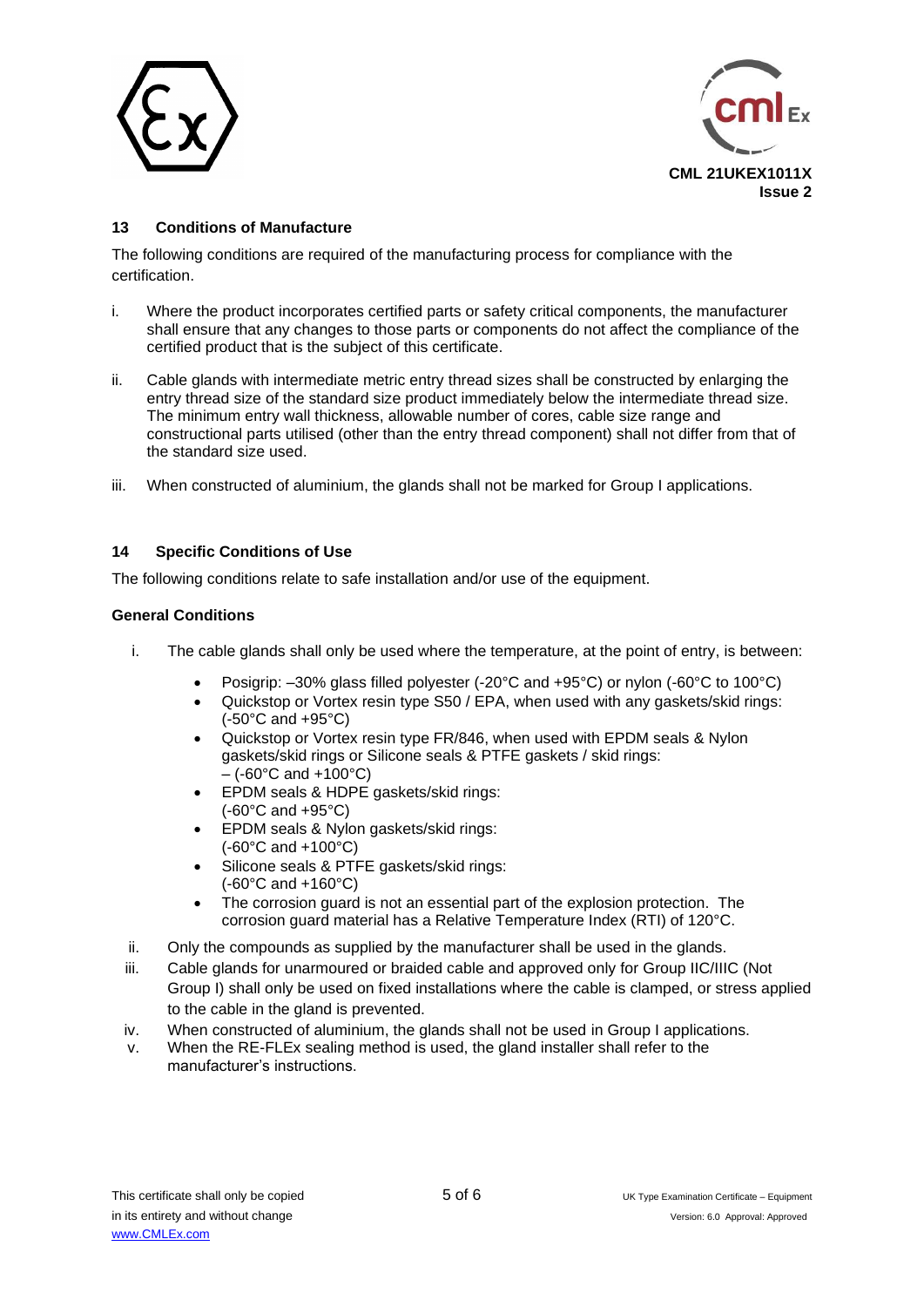## 13 Conditions of Manufacture

The following conditions are required of the manufacturing process for compliance with the certification.

i. Where the product incorporates certified parts or safety critical components, the manufacturer shall ensure that any changes to those parts or components do not affect the compliance of the certified product that is the subject of this certificate.

ii. Cable glands with intermediate metric entry thread sizes shall be constructed by enlarging the entry thread size of the standard size product immediately below the intermediate thread size. The minimum entry wall thickness, allowable number of cores, cable size range and constructional parts utilised (other than the entry thread component) shall not differ from that of the standard size used.

iii. When constructed of aluminium, the glands shall not be marked for Group I applications.

## 14 Specific Conditions of Use

The following conditions relate to safe installation and/or use of the equipment.

**General Conditions**

i. The cable glands shall only be used where the temperature, at the point of entry, is between:
   - Posigrip: –30% glass filled polyester (-20°C and +95°C) or nylon (-60°C to 100°C)
   - Quickstop or Vortex resin type S50 / EPA, when used with any gaskets/skid rings: (-50°C and +95°C)
   - Quickstop or Vortex resin type FR/846, when used with EPDM seals & Nylon gaskets/skid rings or Silicone seals & PTFE gaskets / skid rings: – (-60°C and +100°C)
   - EPDM seals & HDPE gaskets/skid rings: (-60°C and +95°C)
   - EPDM seals & Nylon gaskets/skid rings: (-60°C and +100°C)
   - Silicone seals & PTFE gaskets/skid rings: (-60°C and +160°C)
   - The corrosion guard is not an essential part of the explosion protection. The corrosion guard material has a Relative Temperature Index (RTI) of 120°C.

ii. Only the compounds as supplied by the manufacturer shall be used in the glands.

iii. Cable glands for unarmoured or braided cable and approved only for Group IIC/IIIC (Not Group I) shall only be used on fixed installations where the cable is clamped, or stress applied to the cable in the gland is prevented.

iv. When constructed of aluminium, the glands shall not be used in Group I applications.

v. When the RE-FLEx sealing method is used, the gland installer shall refer to the manufacturer's instructions.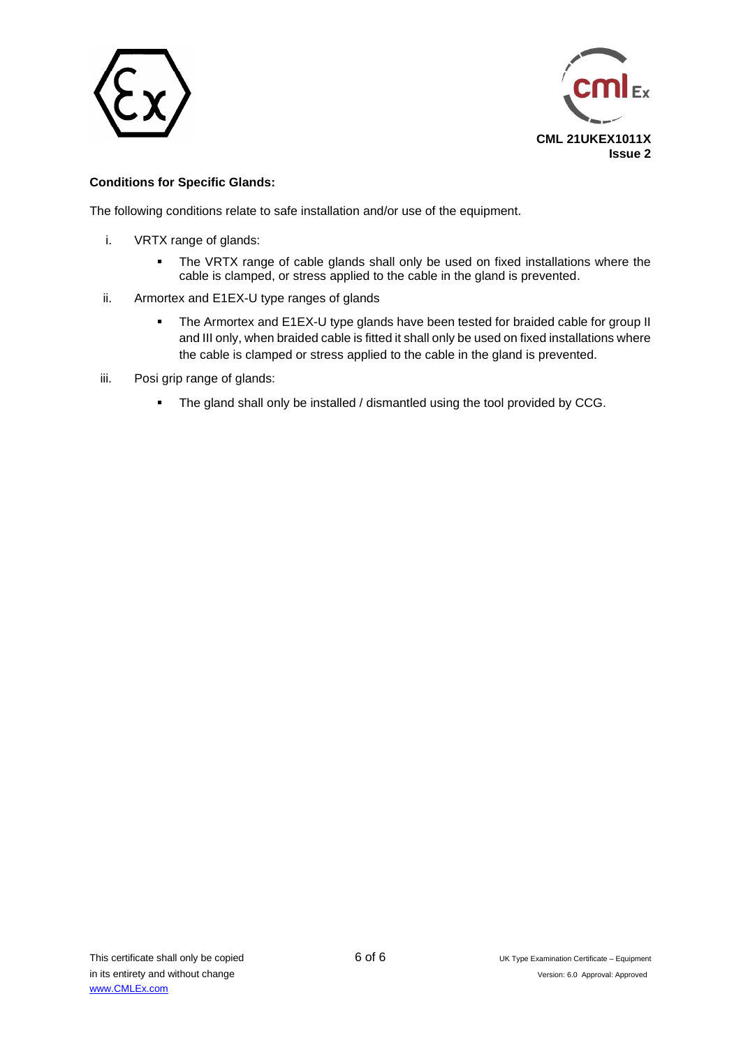**Conditions for Specific Glands:**

The following conditions relate to safe installation and/or use of the equipment.

i. VRTX range of glands:

   - The VRTX range of cable glands shall only be used on fixed installations where the cable is clamped, or stress applied to the cable in the gland is prevented.

ii. Armortex and E1EX-U type ranges of glands

   - The Armortex and E1EX-U type glands have been tested for braided cable for group II and III only, when braided cable is fitted it shall only be used on fixed installations where the cable is clamped or stress applied to the cable in the gland is prevented.

iii. Posi grip range of glands:

   - The gland shall only be installed / dismantled using the tool provided by CCG.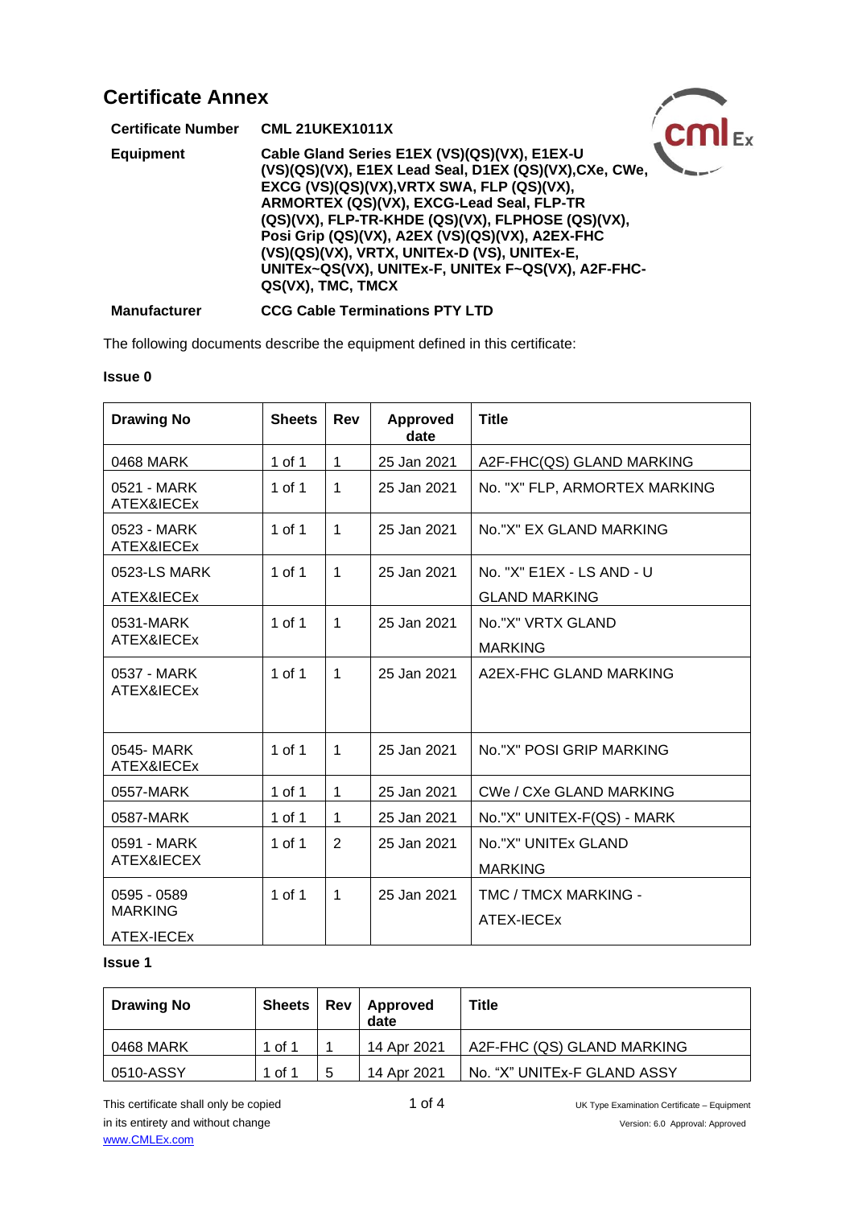# Certificate Annex

| | |
|---|---|
| **Certificate Number** | **CML 21UKEX1011X** |
| **Equipment** | **Cable Gland Series E1EX (VS)(QS)(VX), E1EX-U (VS)(QS)(VX), E1EX Lead Seal, D1EX (QS)(VX),CXe, CWe, EXCG (VS)(QS)(VX),VRTX SWA, FLP (QS)(VX), ARMORTEX (QS)(VX), EXCG-Lead Seal, FLP-TR (QS)(VX), FLP-TR-KHDE (QS)(VX), FLPHOSE (QS)(VX), Posi Grip (QS)(VX), A2EX (VS)(QS)(VX), A2EX-FHC (VS)(QS)(VX), VRTX, UNITEx-D (VS), UNITEx-E, UNITEx~QS(VX), UNITEx-F, UNITEx F~QS(VX), A2F-FHC-QS(VX), TMC, TMCX** |
| **Manufacturer** | **CCG Cable Terminations PTY LTD** |

The following documents describe the equipment defined in this certificate:

**Issue 0**

| Drawing No | Sheets | Rev | Approved date | Title |
|---|---|---|---|---|
| 0468 MARK | 1 of 1 | 1 | 25 Jan 2021 | A2F-FHC(QS) GLAND MARKING |
| 0521 - MARK ATEX&IECEx | 1 of 1 | 1 | 25 Jan 2021 | No. "X" FLP, ARMORTEX MARKING |
| 0523 - MARK ATEX&IECEx | 1 of 1 | 1 | 25 Jan 2021 | No."X" EX GLAND MARKING |
| 0523-LS MARK ATEX&IECEx | 1 of 1 | 1 | 25 Jan 2021 | No. "X" E1EX - LS AND - U GLAND MARKING |
| 0531-MARK ATEX&IECEx | 1 of 1 | 1 | 25 Jan 2021 | No."X" VRTX GLAND MARKING |
| 0537 - MARK ATEX&IECEx | 1 of 1 | 1 | 25 Jan 2021 | A2EX-FHC GLAND MARKING |
| 0545- MARK ATEX&IECEx | 1 of 1 | 1 | 25 Jan 2021 | No."X" POSI GRIP MARKING |
| 0557-MARK | 1 of 1 | 1 | 25 Jan 2021 | CWe / CXe GLAND MARKING |
| 0587-MARK | 1 of 1 | 1 | 25 Jan 2021 | No."X" UNITEX-F(QS) - MARK |
| 0591 - MARK ATEX&IECEX | 1 of 1 | 2 | 25 Jan 2021 | No."X" UNITEx GLAND MARKING |
| 0595 - 0589 MARKING ATEX-IECEx | 1 of 1 | 1 | 25 Jan 2021 | TMC / TMCX MARKING - ATEX-IECEx |

**Issue 1**

| Drawing No | Sheets | Rev | Approved date | Title |
|---|---|---|---|---|
| 0468 MARK | 1 of 1 | 1 | 14 Apr 2021 | A2F-FHC (QS) GLAND MARKING |
| 0510-ASSY | 1 of 1 | 5 | 14 Apr 2021 | No. "X" UNITEx-F GLAND ASSY |

This certificate shall only be copied in its entirety and without change
www.CMLEx.com

UK Type Examination Certificate – Equipment
Version: 6.0 Approval: Approved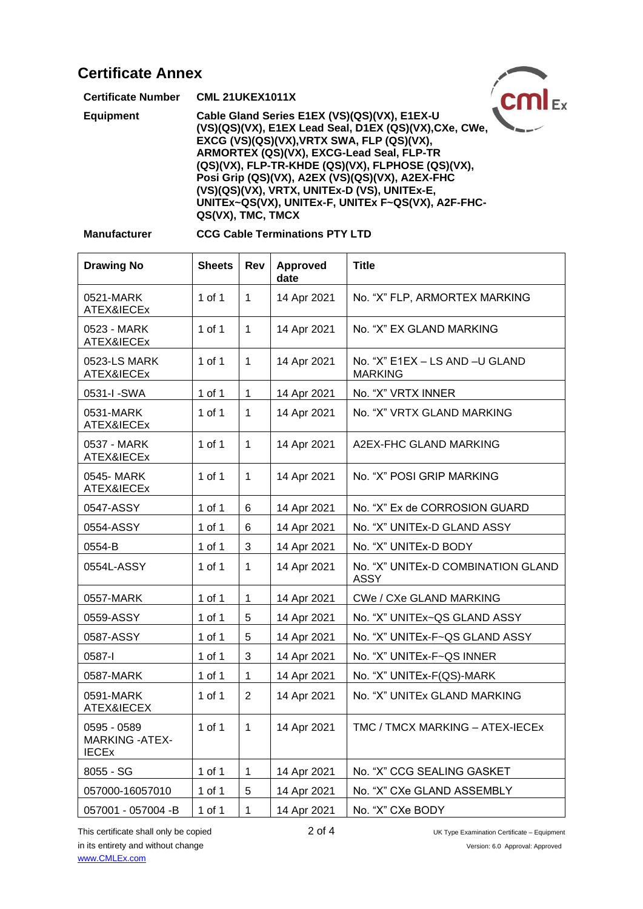# Certificate Annex

**Certificate Number** **CML 21UKEX1011X**

**Equipment** **Cable Gland Series E1EX (VS)(QS)(VX), E1EX-U (VS)(QS)(VX), E1EX Lead Seal, D1EX (QS)(VX),CXe, CWe, EXCG (VS)(QS)(VX),VRTX SWA, FLP (QS)(VX), ARMORTEX (QS)(VX), EXCG-Lead Seal, FLP-TR (QS)(VX), FLP-TR-KHDE (QS)(VX), FLPHOSE (QS)(VX), Posi Grip (QS)(VX), A2EX (VS)(QS)(VX), A2EX-FHC (VS)(QS)(VX), VRTX, UNITEx-D (VS), UNITEx-E, UNITEx~QS(VX), UNITEx-F, UNITEx F~QS(VX), A2F-FHC-QS(VX), TMC, TMCX**

**Manufacturer** **CCG Cable Terminations PTY LTD**

| Drawing No | Sheets | Rev | Approved date | Title |
|---|---|---|---|---|
| 0521-MARK ATEX&IECEx | 1 of 1 | 1 | 14 Apr 2021 | No. "X" FLP, ARMORTEX MARKING |
| 0523 - MARK ATEX&IECEx | 1 of 1 | 1 | 14 Apr 2021 | No. "X" EX GLAND MARKING |
| 0523-LS MARK ATEX&IECEx | 1 of 1 | 1 | 14 Apr 2021 | No. "X" E1EX – LS AND –U GLAND MARKING |
| 0531-I -SWA | 1 of 1 | 1 | 14 Apr 2021 | No. "X" VRTX INNER |
| 0531-MARK ATEX&IECEx | 1 of 1 | 1 | 14 Apr 2021 | No. "X" VRTX GLAND MARKING |
| 0537 - MARK ATEX&IECEx | 1 of 1 | 1 | 14 Apr 2021 | A2EX-FHC GLAND MARKING |
| 0545- MARK ATEX&IECEx | 1 of 1 | 1 | 14 Apr 2021 | No. "X" POSI GRIP MARKING |
| 0547-ASSY | 1 of 1 | 6 | 14 Apr 2021 | No. "X" Ex de CORROSION GUARD |
| 0554-ASSY | 1 of 1 | 6 | 14 Apr 2021 | No. "X" UNITEx-D GLAND ASSY |
| 0554-B | 1 of 1 | 3 | 14 Apr 2021 | No. "X" UNITEx-D BODY |
| 0554L-ASSY | 1 of 1 | 1 | 14 Apr 2021 | No. "X" UNITEx-D COMBINATION GLAND ASSY |
| 0557-MARK | 1 of 1 | 1 | 14 Apr 2021 | CWe / CXe GLAND MARKING |
| 0559-ASSY | 1 of 1 | 5 | 14 Apr 2021 | No. "X" UNITEx~QS GLAND ASSY |
| 0587-ASSY | 1 of 1 | 5 | 14 Apr 2021 | No. "X" UNITEx-F~QS GLAND ASSY |
| 0587-I | 1 of 1 | 3 | 14 Apr 2021 | No. "X" UNITEx-F~QS INNER |
| 0587-MARK | 1 of 1 | 1 | 14 Apr 2021 | No. "X" UNITEx-F(QS)-MARK |
| 0591-MARK ATEX&IECEX | 1 of 1 | 2 | 14 Apr 2021 | No. "X" UNITEx GLAND MARKING |
| 0595 - 0589 MARKING -ATEX-IECEx | 1 of 1 | 1 | 14 Apr 2021 | TMC / TMCX MARKING – ATEX-IECEx |
| 8055 - SG | 1 of 1 | 1 | 14 Apr 2021 | No. "X" CCG SEALING GASKET |
| 057000-16057010 | 1 of 1 | 5 | 14 Apr 2021 | No. "X" CXe GLAND ASSEMBLY |
| 057001 - 057004 -B | 1 of 1 | 1 | 14 Apr 2021 | No. "X" CXe BODY |

This certificate shall only be copied in its entirety and without change
www.CMLEx.com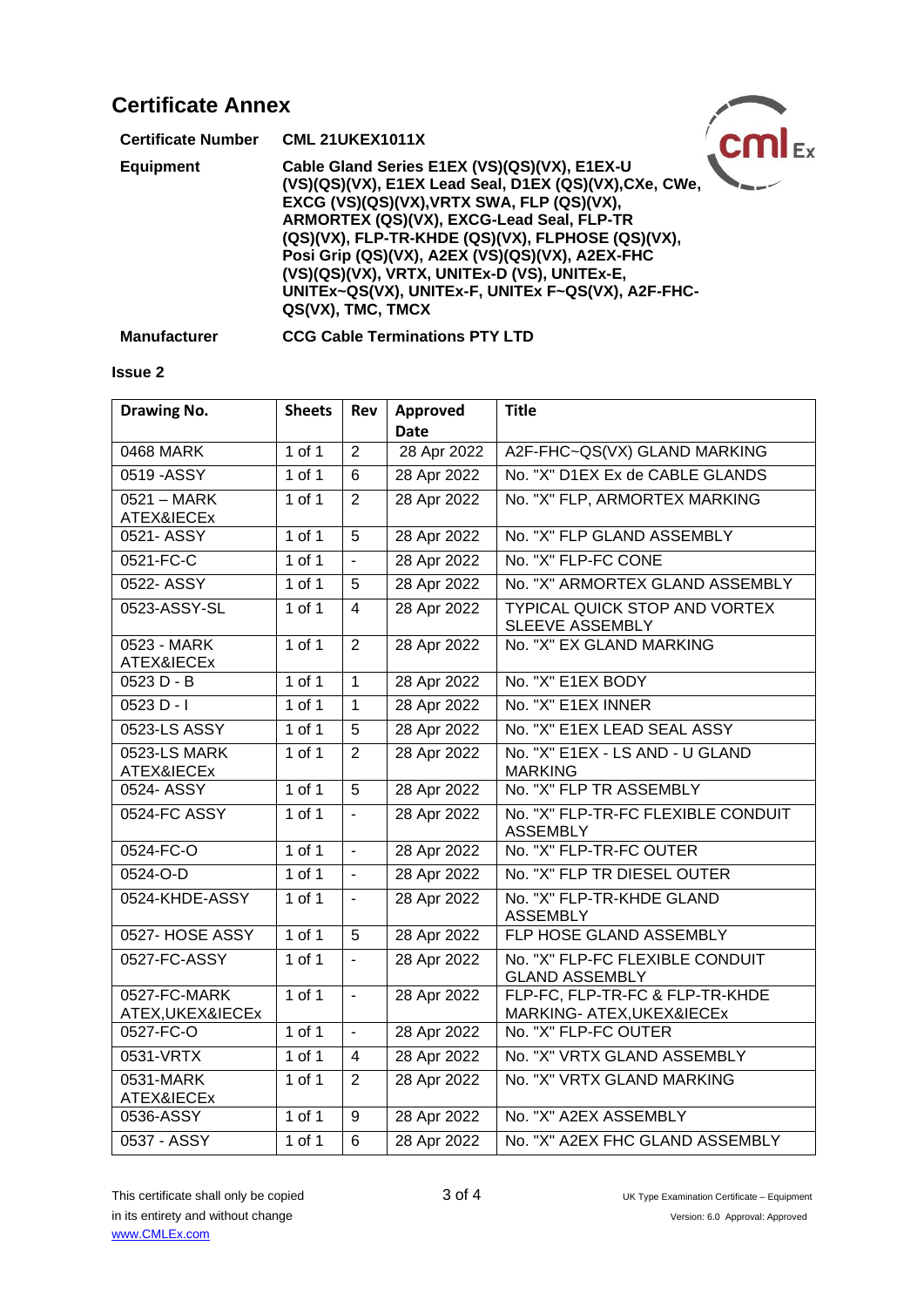# Certificate Annex

**Certificate Number** **CML 21UKEX1011X**

**Equipment** **Cable Gland Series E1EX (VS)(QS)(VX), E1EX-U (VS)(QS)(VX), E1EX Lead Seal, D1EX (QS)(VX),CXe, CWe, EXCG (VS)(QS)(VX),VRTX SWA, FLP (QS)(VX), ARMORTEX (QS)(VX), EXCG-Lead Seal, FLP-TR (QS)(VX), FLP-TR-KHDE (QS)(VX), FLPHOSE (QS)(VX), Posi Grip (QS)(VX), A2EX (VS)(QS)(VX), A2EX-FHC (VS)(QS)(VX), VRTX, UNITEx-D (VS), UNITEx-E, UNITEx~QS(VX), UNITEx-F, UNITEx F~QS(VX), A2F-FHC-QS(VX), TMC, TMCX**

**Manufacturer** **CCG Cable Terminations PTY LTD**

**Issue 2**

| Drawing No. | Sheets | Rev | Approved Date | Title |
|---|---|---|---|---|
| 0468 MARK | 1 of 1 | 2 | 28 Apr 2022 | A2F-FHC~QS(VX) GLAND MARKING |
| 0519 -ASSY | 1 of 1 | 6 | 28 Apr 2022 | No. "X" D1EX Ex de CABLE GLANDS |
| 0521 – MARK ATEX&IECEx | 1 of 1 | 2 | 28 Apr 2022 | No. "X" FLP, ARMORTEX MARKING |
| 0521- ASSY | 1 of 1 | 5 | 28 Apr 2022 | No. "X" FLP GLAND ASSEMBLY |
| 0521-FC-C | 1 of 1 | - | 28 Apr 2022 | No. "X" FLP-FC CONE |
| 0522- ASSY | 1 of 1 | 5 | 28 Apr 2022 | No. "X" ARMORTEX GLAND ASSEMBLY |
| 0523-ASSY-SL | 1 of 1 | 4 | 28 Apr 2022 | TYPICAL QUICK STOP AND VORTEX SLEEVE ASSEMBLY |
| 0523 - MARK ATEX&IECEx | 1 of 1 | 2 | 28 Apr 2022 | No. "X" EX GLAND MARKING |
| 0523 D - B | 1 of 1 | 1 | 28 Apr 2022 | No. "X" E1EX BODY |
| 0523 D - I | 1 of 1 | 1 | 28 Apr 2022 | No. "X" E1EX INNER |
| 0523-LS ASSY | 1 of 1 | 5 | 28 Apr 2022 | No. "X" E1EX LEAD SEAL ASSY |
| 0523-LS MARK ATEX&IECEx | 1 of 1 | 2 | 28 Apr 2022 | No. "X" E1EX - LS AND - U GLAND MARKING |
| 0524- ASSY | 1 of 1 | 5 | 28 Apr 2022 | No. "X" FLP TR ASSEMBLY |
| 0524-FC ASSY | 1 of 1 | - | 28 Apr 2022 | No. "X" FLP-TR-FC FLEXIBLE CONDUIT ASSEMBLY |
| 0524-FC-O | 1 of 1 | - | 28 Apr 2022 | No. "X" FLP-TR-FC OUTER |
| 0524-O-D | 1 of 1 | - | 28 Apr 2022 | No. "X" FLP TR DIESEL OUTER |
| 0524-KHDE-ASSY | 1 of 1 | - | 28 Apr 2022 | No. "X" FLP-TR-KHDE GLAND ASSEMBLY |
| 0527- HOSE ASSY | 1 of 1 | 5 | 28 Apr 2022 | FLP HOSE GLAND ASSEMBLY |
| 0527-FC-ASSY | 1 of 1 | - | 28 Apr 2022 | No. "X" FLP-FC FLEXIBLE CONDUIT GLAND ASSEMBLY |
| 0527-FC-MARK ATEX,UKEX&IECEx | 1 of 1 | - | 28 Apr 2022 | FLP-FC, FLP-TR-FC & FLP-TR-KHDE MARKING- ATEX,UKEX&IECEx |
| 0527-FC-O | 1 of 1 | - | 28 Apr 2022 | No. "X" FLP-FC OUTER |
| 0531-VRTX | 1 of 1 | 4 | 28 Apr 2022 | No. "X" VRTX GLAND ASSEMBLY |
| 0531-MARK ATEX&IECEx | 1 of 1 | 2 | 28 Apr 2022 | No. "X" VRTX GLAND MARKING |
| 0536-ASSY | 1 of 1 | 9 | 28 Apr 2022 | No. "X" A2EX ASSEMBLY |
| 0537 - ASSY | 1 of 1 | 6 | 28 Apr 2022 | No. "X" A2EX FHC GLAND ASSEMBLY |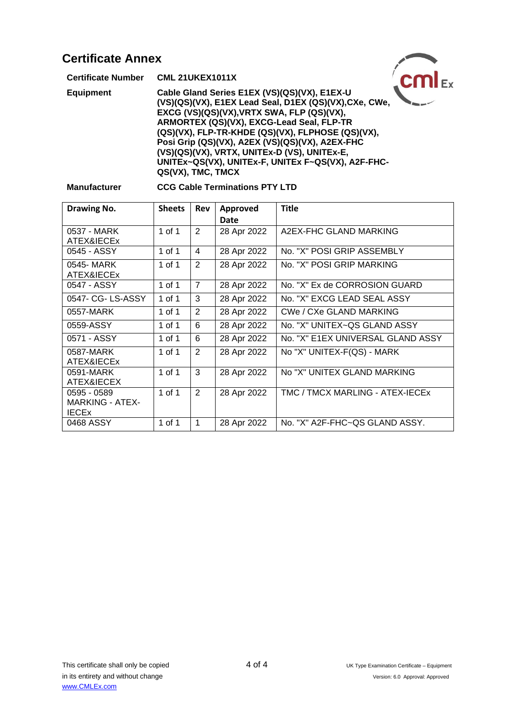# Certificate Annex

**Certificate Number** **CML 21UKEX1011X**

**Equipment** **Cable Gland Series E1EX (VS)(QS)(VX), E1EX-U (VS)(QS)(VX), E1EX Lead Seal, D1EX (QS)(VX),CXe, CWe, EXCG (VS)(QS)(VX),VRTX SWA, FLP (QS)(VX), ARMORTEX (QS)(VX), EXCG-Lead Seal, FLP-TR (QS)(VX), FLP-TR-KHDE (QS)(VX), FLPHOSE (QS)(VX), Posi Grip (QS)(VX), A2EX (VS)(QS)(VX), A2EX-FHC (VS)(QS)(VX), VRTX, UNITEx-D (VS), UNITEx-E, UNITEx~QS(VX), UNITEx-F, UNITEx F~QS(VX), A2F-FHC-QS(VX), TMC, TMCX**

**Manufacturer** **CCG Cable Terminations PTY LTD**

| Drawing No. | Sheets | Rev | Approved Date | Title |
|---|---|---|---|---|
| 0537 - MARK ATEX&IECEx | 1 of 1 | 2 | 28 Apr 2022 | A2EX-FHC GLAND MARKING |
| 0545 - ASSY | 1 of 1 | 4 | 28 Apr 2022 | No. "X" POSI GRIP ASSEMBLY |
| 0545- MARK ATEX&IECEx | 1 of 1 | 2 | 28 Apr 2022 | No. "X" POSI GRIP MARKING |
| 0547 - ASSY | 1 of 1 | 7 | 28 Apr 2022 | No. "X" Ex de CORROSION GUARD |
| 0547- CG- LS-ASSY | 1 of 1 | 3 | 28 Apr 2022 | No. "X" EXCG LEAD SEAL ASSY |
| 0557-MARK | 1 of 1 | 2 | 28 Apr 2022 | CWe / CXe GLAND MARKING |
| 0559-ASSY | 1 of 1 | 6 | 28 Apr 2022 | No. "X" UNITEX~QS GLAND ASSY |
| 0571 - ASSY | 1 of 1 | 6 | 28 Apr 2022 | No. "X" E1EX UNIVERSAL GLAND ASSY |
| 0587-MARK ATEX&IECEx | 1 of 1 | 2 | 28 Apr 2022 | No "X" UNITEX-F(QS) - MARK |
| 0591-MARK ATEX&IECEX | 1 of 1 | 3 | 28 Apr 2022 | No "X" UNITEX GLAND MARKING |
| 0595 - 0589 MARKING - ATEX-IECEx | 1 of 1 | 2 | 28 Apr 2022 | TMC / TMCX MARLING - ATEX-IECEx |
| 0468 ASSY | 1 of 1 | 1 | 28 Apr 2022 | No. "X" A2F-FHC~QS GLAND ASSY. |

This certificate shall only be copied in its entirety and without change
www.CMLEx.com

UK Type Examination Certificate – Equipment
Version: 6.0 Approval: Approved